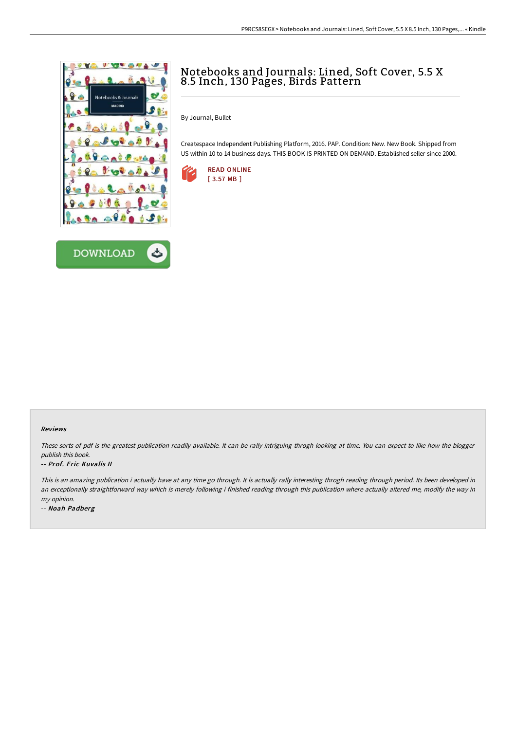# Notebooks and Journals: Lined, Soft Cover, 5.5 X 8.5 Inch, 130 Pages, Birds Pattern

By Journal, Bullet

Createspace Independent Publishing Platform, 2016. PAP. Condition: New. New Book. Shipped from US within 10 to 14 business days. THIS BOOK IS PRINTED ON DEMAND. Established seller since 2000.

READ ONLINE
[ 3.57 MB ]

DOWNLOAD

### Reviews

*These sorts of pdf is the greatest publication readily available. It can be rally intriguing throgh looking at time. You can expect to like how the blogger publish this book.*

*-- Prof. Eric Kuvalis II*

*This is an amazing publication i actually have at any time go through. It is actually rally interesting throgh reading through period. Its been developed in an exceptionally straightforward way which is merely following i finished reading through this publication where actually altered me, modify the way in my opinion.*

*-- Noah Padberg*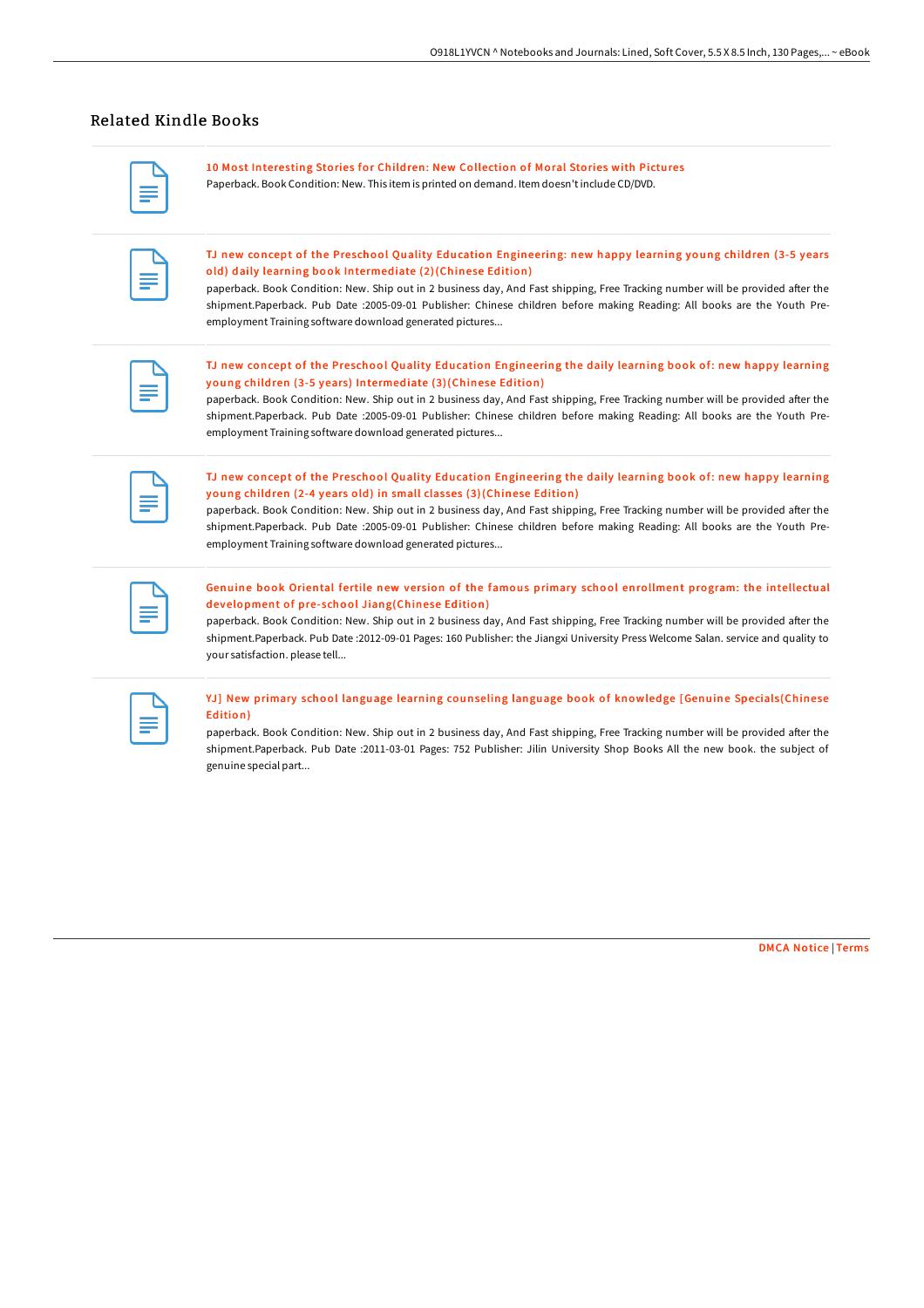## Related Kindle Books

**10 Most Interesting Stories for Children: New Collection of Moral Stories with Pictures**
Paperback. Book Condition: New. This item is printed on demand. Item doesn't include CD/DVD.

**TJ new concept of the Preschool Quality Education Engineering: new happy learning young children (3-5 years old) daily learning book Intermediate (2)(Chinese Edition)**
paperback. Book Condition: New. Ship out in 2 business day, And Fast shipping, Free Tracking number will be provided after the shipment.Paperback. Pub Date :2005-09-01 Publisher: Chinese children before making Reading: All books are the Youth Pre-employment Training software download generated pictures...

**TJ new concept of the Preschool Quality Education Engineering the daily learning book of: new happy learning young children (3-5 years) Intermediate (3)(Chinese Edition)**
paperback. Book Condition: New. Ship out in 2 business day, And Fast shipping, Free Tracking number will be provided after the shipment.Paperback. Pub Date :2005-09-01 Publisher: Chinese children before making Reading: All books are the Youth Pre-employment Training software download generated pictures...

**TJ new concept of the Preschool Quality Education Engineering the daily learning book of: new happy learning young children (2-4 years old) in small classes (3)(Chinese Edition)**
paperback. Book Condition: New. Ship out in 2 business day, And Fast shipping, Free Tracking number will be provided after the shipment.Paperback. Pub Date :2005-09-01 Publisher: Chinese children before making Reading: All books are the Youth Pre-employment Training software download generated pictures...

**Genuine book Oriental fertile new version of the famous primary school enrollment program: the intellectual development of pre-school Jiang(Chinese Edition)**
paperback. Book Condition: New. Ship out in 2 business day, And Fast shipping, Free Tracking number will be provided after the shipment.Paperback. Pub Date :2012-09-01 Pages: 160 Publisher: the Jiangxi University Press Welcome Salan. service and quality to your satisfaction. please tell...

**YJ] New primary school language learning counseling language book of knowledge [Genuine Specials(Chinese Edition)**
paperback. Book Condition: New. Ship out in 2 business day, And Fast shipping, Free Tracking number will be provided after the shipment.Paperback. Pub Date :2011-03-01 Pages: 752 Publisher: Jilin University Shop Books All the new book. the subject of genuine special part...